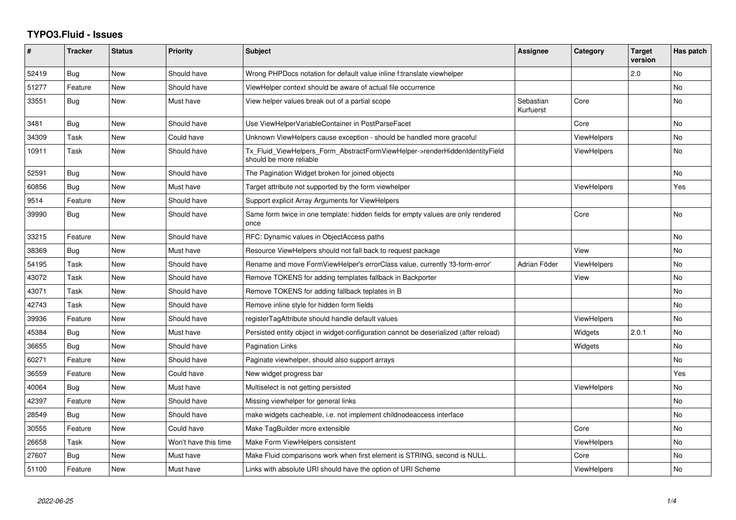# TYPO3.Fluid - Issues

| # | Tracker | Status | Priority | Subject | Assignee | Category | Target version | Has patch |
|---|---|---|---|---|---|---|---|---|
| 52419 | Bug | New | Should have | Wrong PHPDocs notation for default value inline f:translate viewhelper | | | 2.0 | No |
| 51277 | Feature | New | Should have | ViewHelper context should be aware of actual file occurrence | | | | No |
| 33551 | Bug | New | Must have | View helper values break out of a partial scope | Sebastian Kurfuerst | Core | | No |
| 3481 | Bug | New | Should have | Use ViewHelperVariableContainer in PostParseFacet | | Core | | No |
| 34309 | Task | New | Could have | Unknown ViewHelpers cause exception - should be handled more graceful | | ViewHelpers | | No |
| 10911 | Task | New | Should have | Tx_Fluid_ViewHelpers_Form_AbstractFormViewHelper->renderHiddenIdentityField should be more reliable | | ViewHelpers | | No |
| 52591 | Bug | New | Should have | The Pagination Widget broken for joined objects | | | | No |
| 60856 | Bug | New | Must have | Target attribute not supported by the form viewhelper | | ViewHelpers | | Yes |
| 9514 | Feature | New | Should have | Support explicit Array Arguments for ViewHelpers | | | | |
| 39990 | Bug | New | Should have | Same form twice in one template: hidden fields for empty values are only rendered once | | Core | | No |
| 33215 | Feature | New | Should have | RFC: Dynamic values in ObjectAccess paths | | | | No |
| 38369 | Bug | New | Must have | Resource ViewHelpers should not fall back to request package | | View | | No |
| 54195 | Task | New | Should have | Rename and move FormViewHelper's errorClass value, currently 'f3-form-error' | Adrian Föder | ViewHelpers | | No |
| 43072 | Task | New | Should have | Remove TOKENS for adding templates fallback in Backporter | | View | | No |
| 43071 | Task | New | Should have | Remove TOKENS for adding fallback teplates in B | | | | No |
| 42743 | Task | New | Should have | Remove inline style for hidden form fields | | | | No |
| 39936 | Feature | New | Should have | registerTagAttribute should handle default values | | ViewHelpers | | No |
| 45384 | Bug | New | Must have | Persisted entity object in widget-configuration cannot be deserialized (after reload) | | Widgets | 2.0.1 | No |
| 36655 | Bug | New | Should have | Pagination Links | | Widgets | | No |
| 60271 | Feature | New | Should have | Paginate viewhelper, should also support arrays | | | | No |
| 36559 | Feature | New | Could have | New widget progress bar | | | | Yes |
| 40064 | Bug | New | Must have | Multiselect is not getting persisted | | ViewHelpers | | No |
| 42397 | Feature | New | Should have | Missing viewhelper for general links | | | | No |
| 28549 | Bug | New | Should have | make widgets cacheable, i.e. not implement childnodeaccess interface | | | | No |
| 30555 | Feature | New | Could have | Make TagBuilder more extensible | | Core | | No |
| 26658 | Task | New | Won't have this time | Make Form ViewHelpers consistent | | ViewHelpers | | No |
| 27607 | Bug | New | Must have | Make Fluid comparisons work when first element is STRING, second is NULL. | | Core | | No |
| 51100 | Feature | New | Must have | Links with absolute URI should have the option of URI Scheme | | ViewHelpers | | No |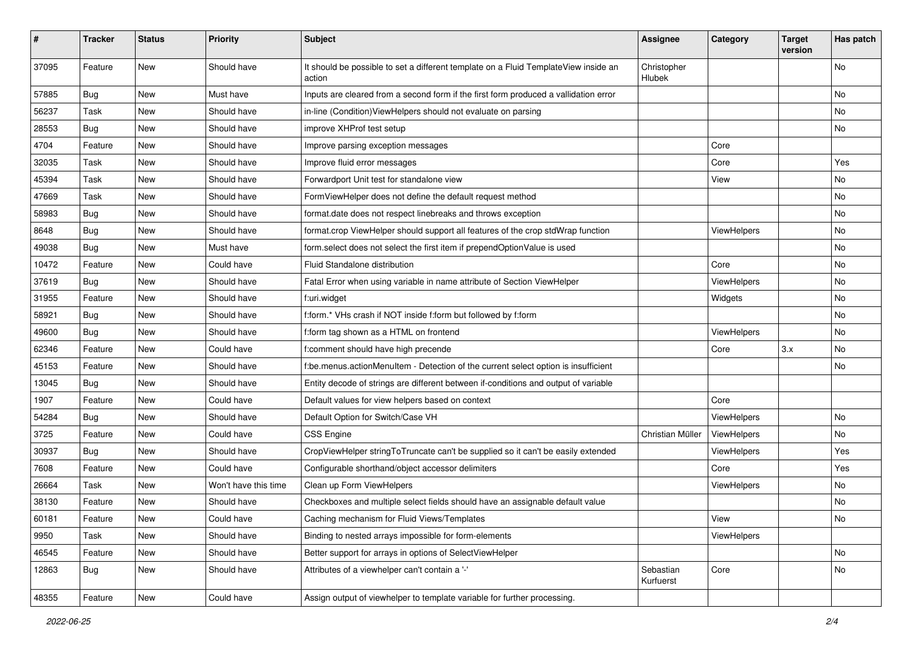| # | Tracker | Status | Priority | Subject | Assignee | Category | Target version | Has patch |
|---|---|---|---|---|---|---|---|---|
| 37095 | Feature | New | Should have | It should be possible to set a different template on a Fluid TemplateView inside an action | Christopher Hlubek | | | No |
| 57885 | Bug | New | Must have | Inputs are cleared from a second form if the first form produced a vallidation error | | | | No |
| 56237 | Task | New | Should have | in-line (Condition)ViewHelpers should not evaluate on parsing | | | | No |
| 28553 | Bug | New | Should have | improve XHProf test setup | | | | No |
| 4704 | Feature | New | Should have | Improve parsing exception messages | | Core | | |
| 32035 | Task | New | Should have | Improve fluid error messages | | Core | | Yes |
| 45394 | Task | New | Should have | Forwardport Unit test for standalone view | | View | | No |
| 47669 | Task | New | Should have | FormViewHelper does not define the default request method | | | | No |
| 58983 | Bug | New | Should have | format.date does not respect linebreaks and throws exception | | | | No |
| 8648 | Bug | New | Should have | format.crop ViewHelper should support all features of the crop stdWrap function | | ViewHelpers | | No |
| 49038 | Bug | New | Must have | form.select does not select the first item if prependOptionValue is used | | | | No |
| 10472 | Feature | New | Could have | Fluid Standalone distribution | | Core | | No |
| 37619 | Bug | New | Should have | Fatal Error when using variable in name attribute of Section ViewHelper | | ViewHelpers | | No |
| 31955 | Feature | New | Should have | f:uri.widget | | Widgets | | No |
| 58921 | Bug | New | Should have | f:form.* VHs crash if NOT inside f:form but followed by f:form | | | | No |
| 49600 | Bug | New | Should have | f:form tag shown as a HTML on frontend | | ViewHelpers | | No |
| 62346 | Feature | New | Could have | f:comment should have high precende | | Core | 3.x | No |
| 45153 | Feature | New | Should have | f:be.menus.actionMenuItem - Detection of the current select option is insufficient | | | | No |
| 13045 | Bug | New | Should have | Entity decode of strings are different between if-conditions and output of variable | | | | |
| 1907 | Feature | New | Could have | Default values for view helpers based on context | | Core | | |
| 54284 | Bug | New | Should have | Default Option for Switch/Case VH | | ViewHelpers | | No |
| 3725 | Feature | New | Could have | CSS Engine | Christian Müller | ViewHelpers | | No |
| 30937 | Bug | New | Should have | CropViewHelper stringToTruncate can't be supplied so it can't be easily extended | | ViewHelpers | | Yes |
| 7608 | Feature | New | Could have | Configurable shorthand/object accessor delimiters | | Core | | Yes |
| 26664 | Task | New | Won't have this time | Clean up Form ViewHelpers | | ViewHelpers | | No |
| 38130 | Feature | New | Should have | Checkboxes and multiple select fields should have an assignable default value | | | | No |
| 60181 | Feature | New | Could have | Caching mechanism for Fluid Views/Templates | | View | | No |
| 9950 | Task | New | Should have | Binding to nested arrays impossible for form-elements | | ViewHelpers | | |
| 46545 | Feature | New | Should have | Better support for arrays in options of SelectViewHelper | | | | No |
| 12863 | Bug | New | Should have | Attributes of a viewhelper can't contain a '-' | Sebastian Kurfuerst | Core | | No |
| 48355 | Feature | New | Could have | Assign output of viewhelper to template variable for further processing. | | | | |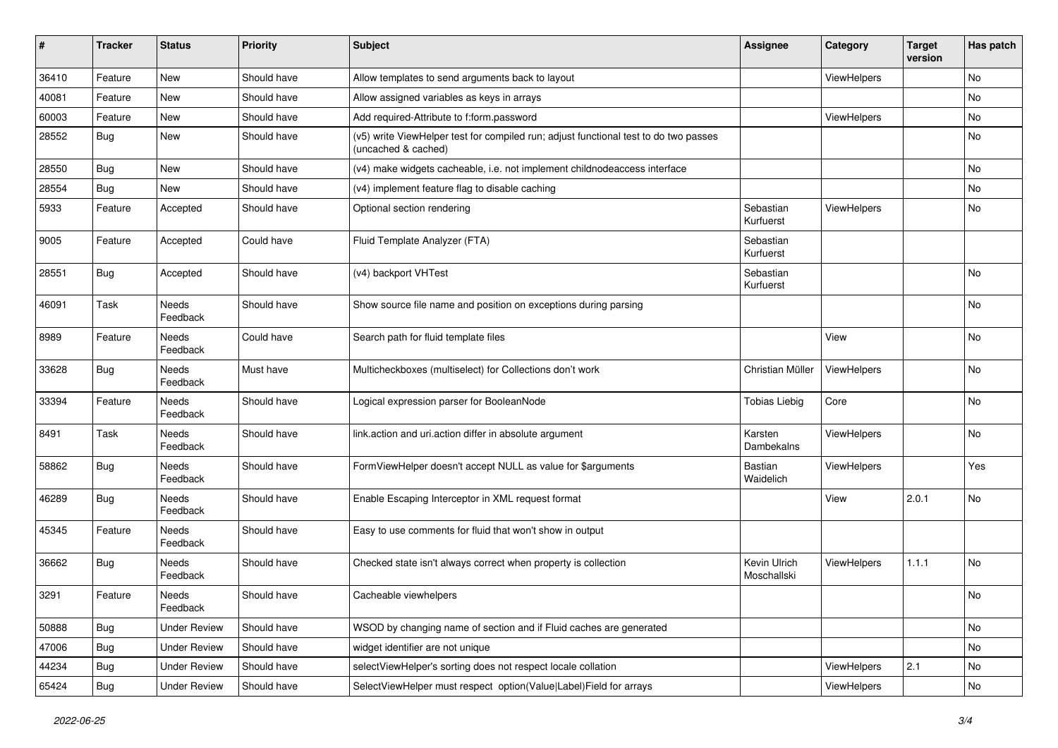| # | Tracker | Status | Priority | Subject | Assignee | Category | Target version | Has patch |
|---|---|---|---|---|---|---|---|---|
| 36410 | Feature | New | Should have | Allow templates to send arguments back to layout | | ViewHelpers | | No |
| 40081 | Feature | New | Should have | Allow assigned variables as keys in arrays | | | | No |
| 60003 | Feature | New | Should have | Add required-Attribute to f:form.password | | ViewHelpers | | No |
| 28552 | Bug | New | Should have | (v5) write ViewHelper test for compiled run; adjust functional test to do two passes (uncached & cached) | | | | No |
| 28550 | Bug | New | Should have | (v4) make widgets cacheable, i.e. not implement childnodeaccess interface | | | | No |
| 28554 | Bug | New | Should have | (v4) implement feature flag to disable caching | | | | No |
| 5933 | Feature | Accepted | Should have | Optional section rendering | Sebastian Kurfuerst | ViewHelpers | | No |
| 9005 | Feature | Accepted | Could have | Fluid Template Analyzer (FTA) | Sebastian Kurfuerst | | | |
| 28551 | Bug | Accepted | Should have | (v4) backport VHTest | Sebastian Kurfuerst | | | No |
| 46091 | Task | Needs Feedback | Should have | Show source file name and position on exceptions during parsing | | | | No |
| 8989 | Feature | Needs Feedback | Could have | Search path for fluid template files | | View | | No |
| 33628 | Bug | Needs Feedback | Must have | Multicheckboxes (multiselect) for Collections don't work | Christian Müller | ViewHelpers | | No |
| 33394 | Feature | Needs Feedback | Should have | Logical expression parser for BooleanNode | Tobias Liebig | Core | | No |
| 8491 | Task | Needs Feedback | Should have | link.action and uri.action differ in absolute argument | Karsten Dambekalns | ViewHelpers | | No |
| 58862 | Bug | Needs Feedback | Should have | FormViewHelper doesn't accept NULL as value for $arguments | Bastian Waidelich | ViewHelpers | | Yes |
| 46289 | Bug | Needs Feedback | Should have | Enable Escaping Interceptor in XML request format | | View | 2.0.1 | No |
| 45345 | Feature | Needs Feedback | Should have | Easy to use comments for fluid that won't show in output | | | | |
| 36662 | Bug | Needs Feedback | Should have | Checked state isn't always correct when property is collection | Kevin Ulrich Moschallski | ViewHelpers | 1.1.1 | No |
| 3291 | Feature | Needs Feedback | Should have | Cacheable viewhelpers | | | | No |
| 50888 | Bug | Under Review | Should have | WSOD by changing name of section and if Fluid caches are generated | | | | No |
| 47006 | Bug | Under Review | Should have | widget identifier are not unique | | | | No |
| 44234 | Bug | Under Review | Should have | selectViewHelper's sorting does not respect locale collation | | ViewHelpers | 2.1 | No |
| 65424 | Bug | Under Review | Should have | SelectViewHelper must respect option(Value\|Label)Field for arrays | | ViewHelpers | | No |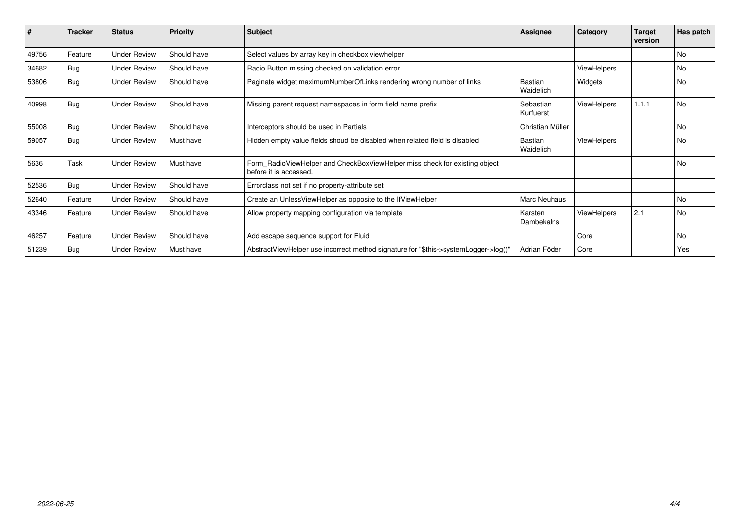| # | Tracker | Status | Priority | Subject | Assignee | Category | Target version | Has patch |
|---|---|---|---|---|---|---|---|---|
| 49756 | Feature | Under Review | Should have | Select values by array key in checkbox viewhelper | | | | No |
| 34682 | Bug | Under Review | Should have | Radio Button missing checked on validation error | | ViewHelpers | | No |
| 53806 | Bug | Under Review | Should have | Paginate widget maximumNumberOfLinks rendering wrong number of links | Bastian Waidelich | Widgets | | No |
| 40998 | Bug | Under Review | Should have | Missing parent request namespaces in form field name prefix | Sebastian Kurfuerst | ViewHelpers | 1.1.1 | No |
| 55008 | Bug | Under Review | Should have | Interceptors should be used in Partials | Christian Müller | | | No |
| 59057 | Bug | Under Review | Must have | Hidden empty value fields shoud be disabled when related field is disabled | Bastian Waidelich | ViewHelpers | | No |
| 5636 | Task | Under Review | Must have | Form_RadioViewHelper and CheckBoxViewHelper miss check for existing object before it is accessed. | | | | No |
| 52536 | Bug | Under Review | Should have | Errorclass not set if no property-attribute set | | | | |
| 52640 | Feature | Under Review | Should have | Create an UnlessViewHelper as opposite to the IfViewHelper | Marc Neuhaus | | | No |
| 43346 | Feature | Under Review | Should have | Allow property mapping configuration via template | Karsten Dambekalns | ViewHelpers | 2.1 | No |
| 46257 | Feature | Under Review | Should have | Add escape sequence support for Fluid | | Core | | No |
| 51239 | Bug | Under Review | Must have | AbstractViewHelper use incorrect method signature for "$this->systemLogger->log()" | Adrian Föder | Core | | Yes |

2022-06-25